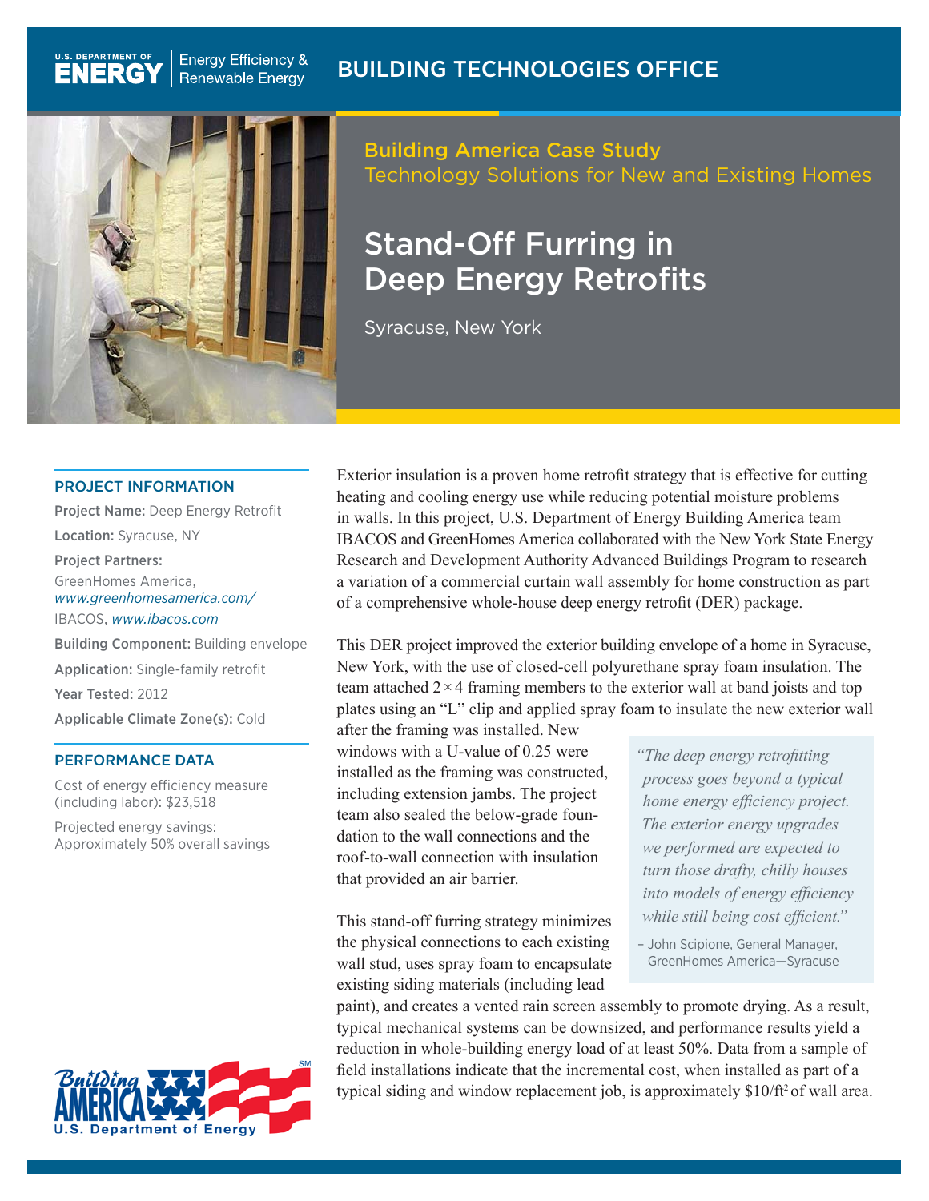U.S. DEPARTMENT OF ENERGY | Energy Efficiency & Renewable Energy

BUILDING TECHNOLOGIES OFFICE

**Building America Case Study**
Technology Solutions for New and Existing Homes

# Stand-Off Furring in Deep Energy Retrofits

Syracuse, New York

## PROJECT INFORMATION

**Project Name:** Deep Energy Retrofit

**Location:** Syracuse, NY

**Project Partners:**
GreenHomes America, *www.greenhomesamerica.com/*
IBACOS, *www.ibacos.com*

**Building Component:** Building envelope

**Application:** Single-family retrofit

**Year Tested:** 2012

**Applicable Climate Zone(s):** Cold

## PERFORMANCE DATA

Cost of energy efficiency measure (including labor): $23,518

Projected energy savings: Approximately 50% overall savings

Exterior insulation is a proven home retrofit strategy that is effective for cutting heating and cooling energy use while reducing potential moisture problems in walls. In this project, U.S. Department of Energy Building America team IBACOS and GreenHomes America collaborated with the New York State Energy Research and Development Authority Advanced Buildings Program to research a variation of a commercial curtain wall assembly for home construction as part of a comprehensive whole-house deep energy retrofit (DER) package.

This DER project improved the exterior building envelope of a home in Syracuse, New York, with the use of closed-cell polyurethane spray foam insulation. The team attached 2 × 4 framing members to the exterior wall at band joists and top plates using an "L" clip and applied spray foam to insulate the new exterior wall after the framing was installed. New windows with a U-value of 0.25 were installed as the framing was constructed, including extension jambs. The project team also sealed the below-grade foundation to the wall connections and the roof-to-wall connection with insulation that provided an air barrier.

> *"The deep energy retrofitting process goes beyond a typical home energy efficiency project. The exterior energy upgrades we performed are expected to turn those drafty, chilly houses into models of energy efficiency while still being cost efficient."*
>
> – John Scipione, General Manager, GreenHomes America—Syracuse

This stand-off furring strategy minimizes the physical connections to each existing wall stud, uses spray foam to encapsulate existing siding materials (including lead paint), and creates a vented rain screen assembly to promote drying. As a result, typical mechanical systems can be downsized, and performance results yield a reduction in whole-building energy load of at least 50%. Data from a sample of field installations indicate that the incremental cost, when installed as part of a typical siding and window replacement job, is approximately $10/ft$^2$ of wall area.

Building America – U.S. Department of Energy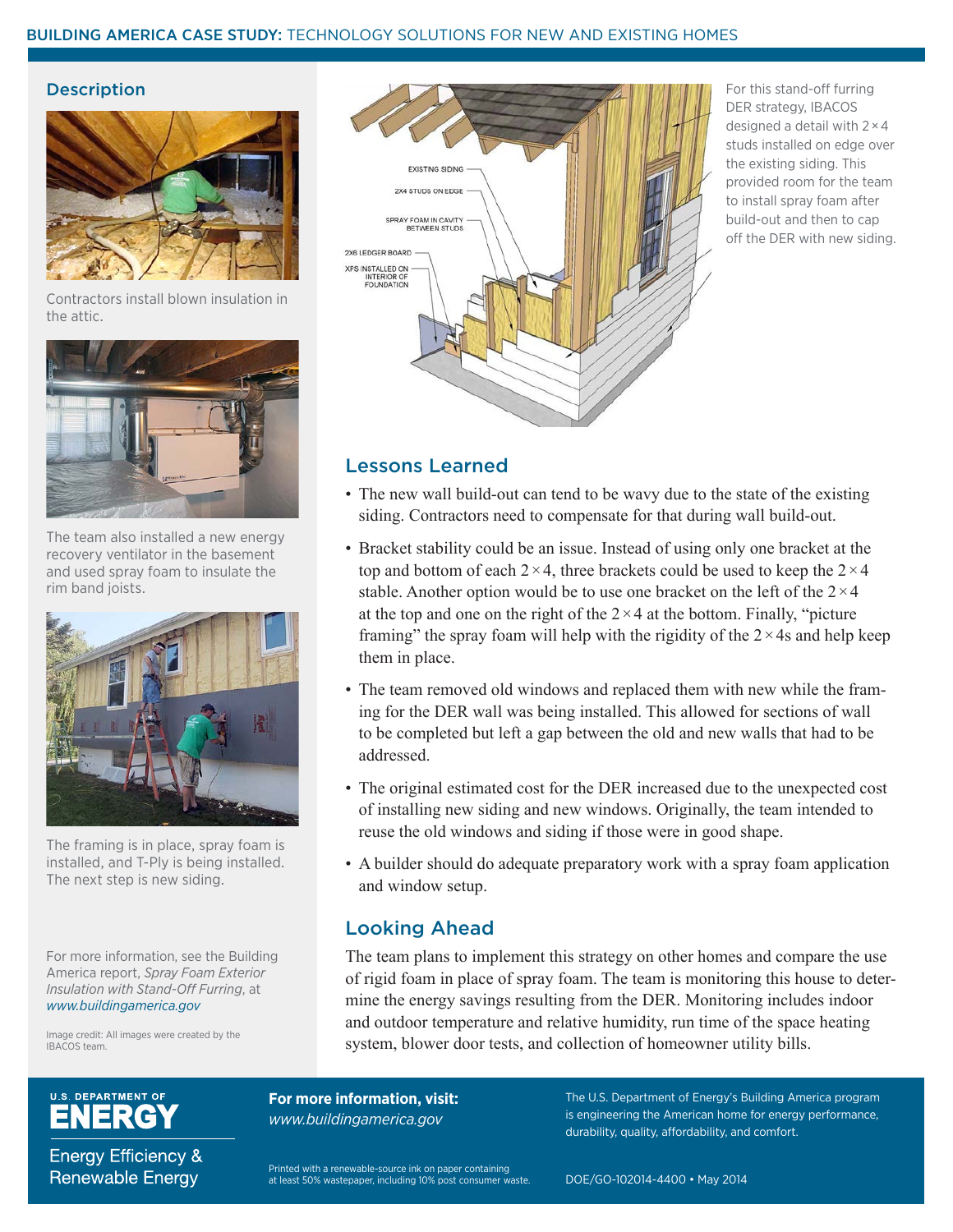## Description

Contractors install blown insulation in the attic.

The team also installed a new energy recovery ventilator in the basement and used spray foam to insulate the rim band joists.

The framing is in place, spray foam is installed, and T-Ply is being installed. The next step is new siding.

For more information, see the Building America report, *Spray Foam Exterior Insulation with Stand-Off Furring*, at *www.buildingamerica.gov*

Image credit: All images were created by the IBACOS team.

EXISTING SIDING

2X4 STUDS ON EDGE

SPRAY FOAM IN CAVITY BETWEEN STUDS

2X6 LEDGER BOARD

XPS INSTALLED ON INTERIOR OF FOUNDATION

For this stand-off furring DER strategy, IBACOS designed a detail with 2 × 4 studs installed on edge over the existing siding. This provided room for the team to install spray foam after build-out and then to cap off the DER with new siding.

## Lessons Learned

- The new wall build-out can tend to be wavy due to the state of the existing siding. Contractors need to compensate for that during wall build-out.
- Bracket stability could be an issue. Instead of using only one bracket at the top and bottom of each 2 × 4, three brackets could be used to keep the 2 × 4 stable. Another option would be to use one bracket on the left of the 2 × 4 at the top and one on the right of the 2 × 4 at the bottom. Finally, "picture framing" the spray foam will help with the rigidity of the 2 × 4s and help keep them in place.
- The team removed old windows and replaced them with new while the framing for the DER wall was being installed. This allowed for sections of wall to be completed but left a gap between the old and new walls that had to be addressed.
- The original estimated cost for the DER increased due to the unexpected cost of installing new siding and new windows. Originally, the team intended to reuse the old windows and siding if those were in good shape.
- A builder should do adequate preparatory work with a spray foam application and window setup.

## Looking Ahead

The team plans to implement this strategy on other homes and compare the use of rigid foam in place of spray foam. The team is monitoring this house to determine the energy savings resulting from the DER. Monitoring includes indoor and outdoor temperature and relative humidity, run time of the space heating system, blower door tests, and collection of homeowner utility bills.

U.S. DEPARTMENT OF ENERGY

Energy Efficiency & Renewable Energy

**For more information, visit:**
*www.buildingamerica.gov*

Printed with a renewable-source ink on paper containing at least 50% wastepaper, including 10% post consumer waste.

The U.S. Department of Energy's Building America program is engineering the American home for energy performance, durability, quality, affordability, and comfort.

DOE/GO-102014-4400 • May 2014